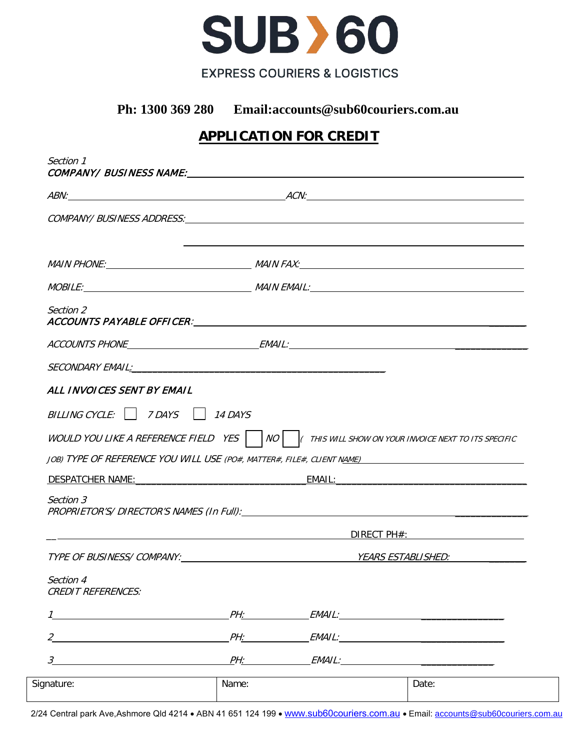# SUB 60

EXPRESS COURIERS & LOGISTICS

**Ph: 1300 369 280     Email:accounts@sub60couriers.com.au**

## APPLICATION FOR CREDIT

*Section 1*

***COMPANY/ BUSINESS NAME:*** ______________________________________________

*ABN:* ______________________ *ACN:* ______________________

*COMPANY/ BUSINESS ADDRESS:* ______________________________________________

______________________________________________

*MAIN PHONE:* ______________________ *MAIN FAX:* ______________________

*MOBILE:* ______________________ *MAIN EMAIL:* ______________________

*Section 2*

***ACCOUNTS PAYABLE OFFICER:*** ______________________________________________

*ACCOUNTS PHONE* ______________________ *EMAIL:* ______________________

*SECONDARY EMAIL:* ______________________________________________

***ALL INVOICES SENT BY EMAIL***

*BILLING CYCLE:* ☐ *7 DAYS* ☐ *14 DAYS*

*WOULD YOU LIKE A REFERENCE FIELD  YES* ☐ *NO* ☐ *( THIS WILL SHOW ON YOUR INVOICE NEXT TO ITS SPECIFIC JOB) TYPE OF REFERENCE YOU WILL USE (PO#, MATTER#, FILE#, CLIENT NAME)* ______________________

DESPATCHER NAME: ______________________ EMAIL: ______________________

*Section 3*

*PROPRIETOR'S/ DIRECTOR'S NAMES (In Full):* ______________________________________________

______________________________________________ DIRECT PH#: ______________________

*TYPE OF BUSINESS/ COMPANY:* ______________________ *YEARS ESTABLISHED:* ______________________

*Section 4*

*CREDIT REFERENCES:*

*1* ______________________ *PH:* ______________ *EMAIL:* ______________________

*2* ______________________ *PH:* ______________ *EMAIL:* ______________________

*3* ______________________ *PH:* ______________ *EMAIL:* ______________________

| Signature: | Name: | Date: |
|---|---|---|

2/24 Central park Ave,Ashmore Qld 4214 • ABN 41 651 124 199 • www.sub60couriers.com.au • Email: accounts@sub60couriers.com.au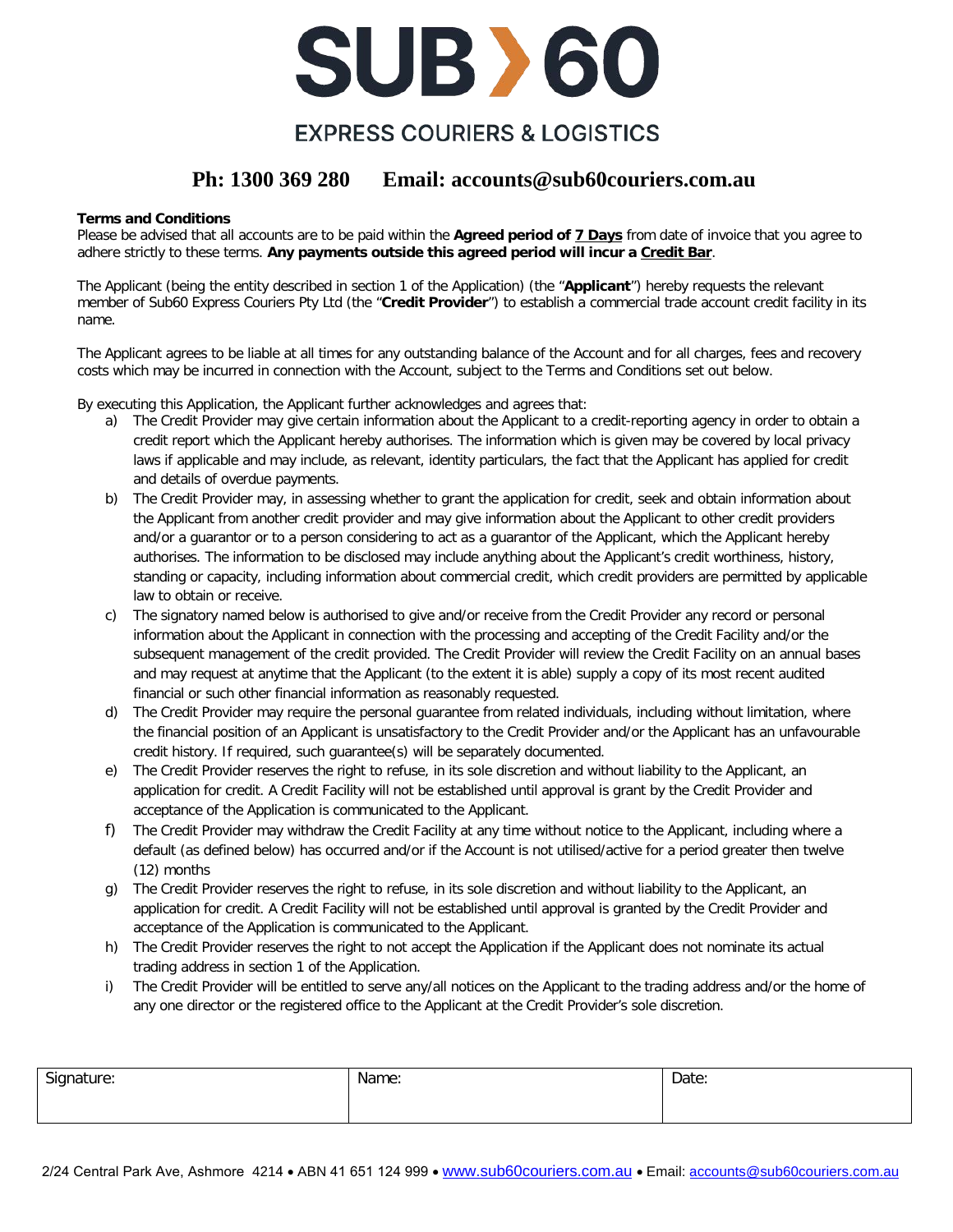# SUB 60

## EXPRESS COURIERS & LOGISTICS

**Ph: 1300 369 280 Email: accounts@sub60couriers.com.au**

**Terms and Conditions**

Please be advised that all accounts are to be paid within the **Agreed period of 7 Days** from date of invoice that you agree to adhere strictly to these terms. **Any payments outside this agreed period will incur a Credit Bar**.

The Applicant (being the entity described in section 1 of the Application) (the "**Applicant**") hereby requests the relevant member of Sub60 Express Couriers Pty Ltd (the "**Credit Provider**") to establish a commercial trade account credit facility in its name.

The Applicant agrees to be liable at all times for any outstanding balance of the Account and for all charges, fees and recovery costs which may be incurred in connection with the Account, subject to the Terms and Conditions set out below.

By executing this Application, the Applicant further acknowledges and agrees that:

a) The Credit Provider may give certain information about the Applicant to a credit-reporting agency in order to obtain a credit report which the Applicant hereby authorises. The information which is given may be covered by local privacy laws if applicable and may include, as relevant, identity particulars, the fact that the Applicant has applied for credit and details of overdue payments.

b) The Credit Provider may, in assessing whether to grant the application for credit, seek and obtain information about the Applicant from another credit provider and may give information about the Applicant to other credit providers and/or a guarantor or to a person considering to act as a guarantor of the Applicant, which the Applicant hereby authorises. The information to be disclosed may include anything about the Applicant's credit worthiness, history, standing or capacity, including information about commercial credit, which credit providers are permitted by applicable law to obtain or receive.

c) The signatory named below is authorised to give and/or receive from the Credit Provider any record or personal information about the Applicant in connection with the processing and accepting of the Credit Facility and/or the subsequent management of the credit provided. The Credit Provider will review the Credit Facility on an annual bases and may request at anytime that the Applicant (to the extent it is able) supply a copy of its most recent audited financial or such other financial information as reasonably requested.

d) The Credit Provider may require the personal guarantee from related individuals, including without limitation, where the financial position of an Applicant is unsatisfactory to the Credit Provider and/or the Applicant has an unfavourable credit history. If required, such guarantee(s) will be separately documented.

e) The Credit Provider reserves the right to refuse, in its sole discretion and without liability to the Applicant, an application for credit. A Credit Facility will not be established until approval is grant by the Credit Provider and acceptance of the Application is communicated to the Applicant.

f) The Credit Provider may withdraw the Credit Facility at any time without notice to the Applicant, including where a default (as defined below) has occurred and/or if the Account is not utilised/active for a period greater then twelve (12) months

g) The Credit Provider reserves the right to refuse, in its sole discretion and without liability to the Applicant, an application for credit. A Credit Facility will not be established until approval is granted by the Credit Provider and acceptance of the Application is communicated to the Applicant.

h) The Credit Provider reserves the right to not accept the Application if the Applicant does not nominate its actual trading address in section 1 of the Application.

i) The Credit Provider will be entitled to serve any/all notices on the Applicant to the trading address and/or the home of any one director or the registered office to the Applicant at the Credit Provider's sole discretion.

| Signature: | Name: | Date: |
|---|---|---|
| | | |

2/24 Central Park Ave, Ashmore 4214 • ABN 41 651 124 999 • www.sub60couriers.com.au • Email: accounts@sub60couriers.com.au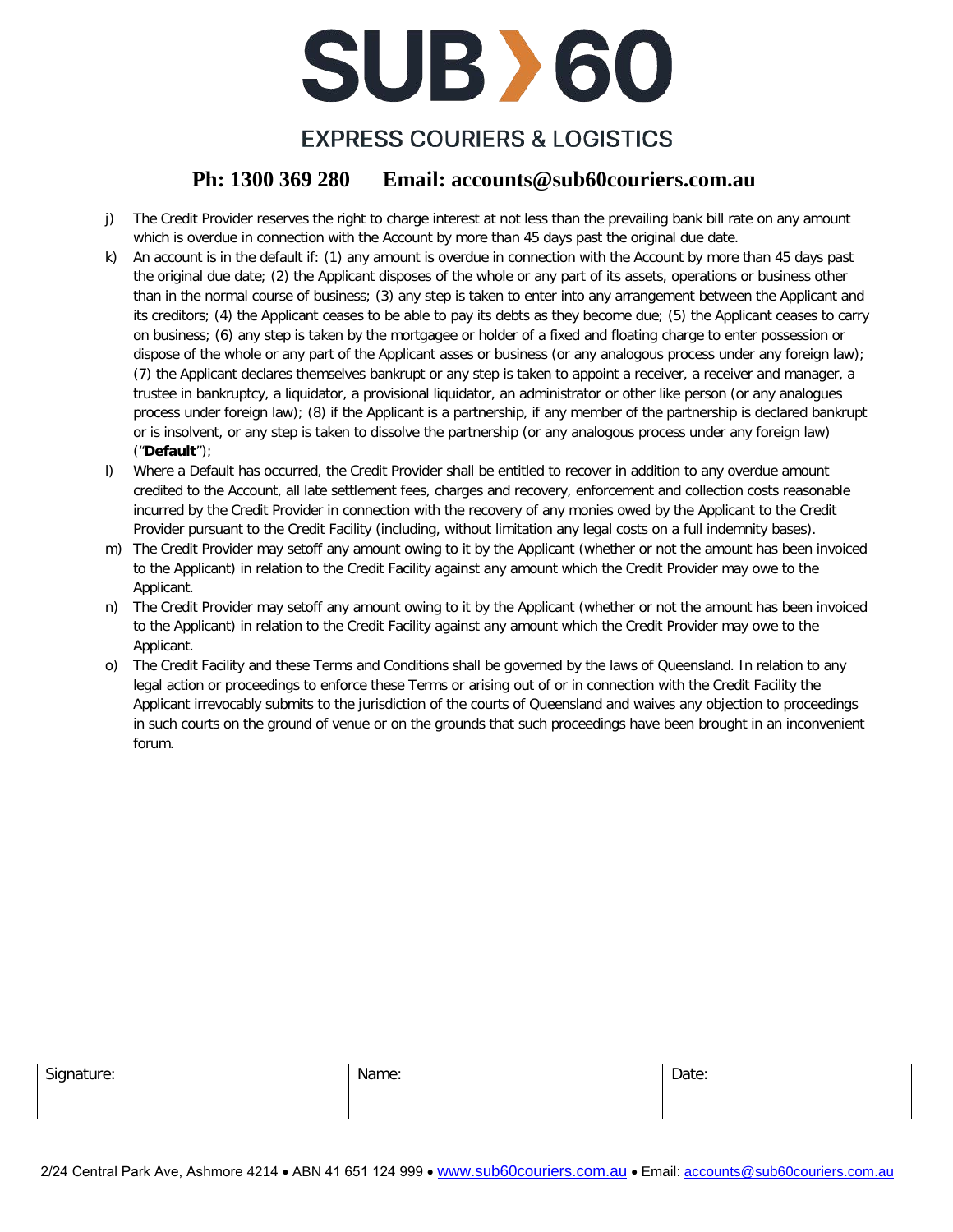# SUB 60

## EXPRESS COURIERS & LOGISTICS

**Ph: 1300 369 280   Email: accounts@sub60couriers.com.au**

j) The Credit Provider reserves the right to charge interest at not less than the prevailing bank bill rate on any amount which is overdue in connection with the Account by more than 45 days past the original due date.

k) An account is in the default if: (1) any amount is overdue in connection with the Account by more than 45 days past the original due date; (2) the Applicant disposes of the whole or any part of its assets, operations or business other than in the normal course of business; (3) any step is taken to enter into any arrangement between the Applicant and its creditors; (4) the Applicant ceases to be able to pay its debts as they become due; (5) the Applicant ceases to carry on business; (6) any step is taken by the mortgagee or holder of a fixed and floating charge to enter possession or dispose of the whole or any part of the Applicant asses or business (or any analogous process under any foreign law); (7) the Applicant declares themselves bankrupt or any step is taken to appoint a receiver, a receiver and manager, a trustee in bankruptcy, a liquidator, a provisional liquidator, an administrator or other like person (or any analogues process under foreign law); (8) if the Applicant is a partnership, if any member of the partnership is declared bankrupt or is insolvent, or any step is taken to dissolve the partnership (or any analogous process under any foreign law) ("**Default**");

l) Where a Default has occurred, the Credit Provider shall be entitled to recover in addition to any overdue amount credited to the Account, all late settlement fees, charges and recovery, enforcement and collection costs reasonable incurred by the Credit Provider in connection with the recovery of any monies owed by the Applicant to the Credit Provider pursuant to the Credit Facility (including, without limitation any legal costs on a full indemnity bases).

m) The Credit Provider may setoff any amount owing to it by the Applicant (whether or not the amount has been invoiced to the Applicant) in relation to the Credit Facility against any amount which the Credit Provider may owe to the Applicant.

n) The Credit Provider may setoff any amount owing to it by the Applicant (whether or not the amount has been invoiced to the Applicant) in relation to the Credit Facility against any amount which the Credit Provider may owe to the Applicant.

o) The Credit Facility and these Terms and Conditions shall be governed by the laws of Queensland. In relation to any legal action or proceedings to enforce these Terms or arising out of or in connection with the Credit Facility the Applicant irrevocably submits to the jurisdiction of the courts of Queensland and waives any objection to proceedings in such courts on the ground of venue or on the grounds that such proceedings have been brought in an inconvenient forum.

| Signature: | Name: | Date: |
| --- | --- | --- |
| | | |

2/24 Central Park Ave, Ashmore 4214 • ABN 41 651 124 999 • www.sub60couriers.com.au • Email: accounts@sub60couriers.com.au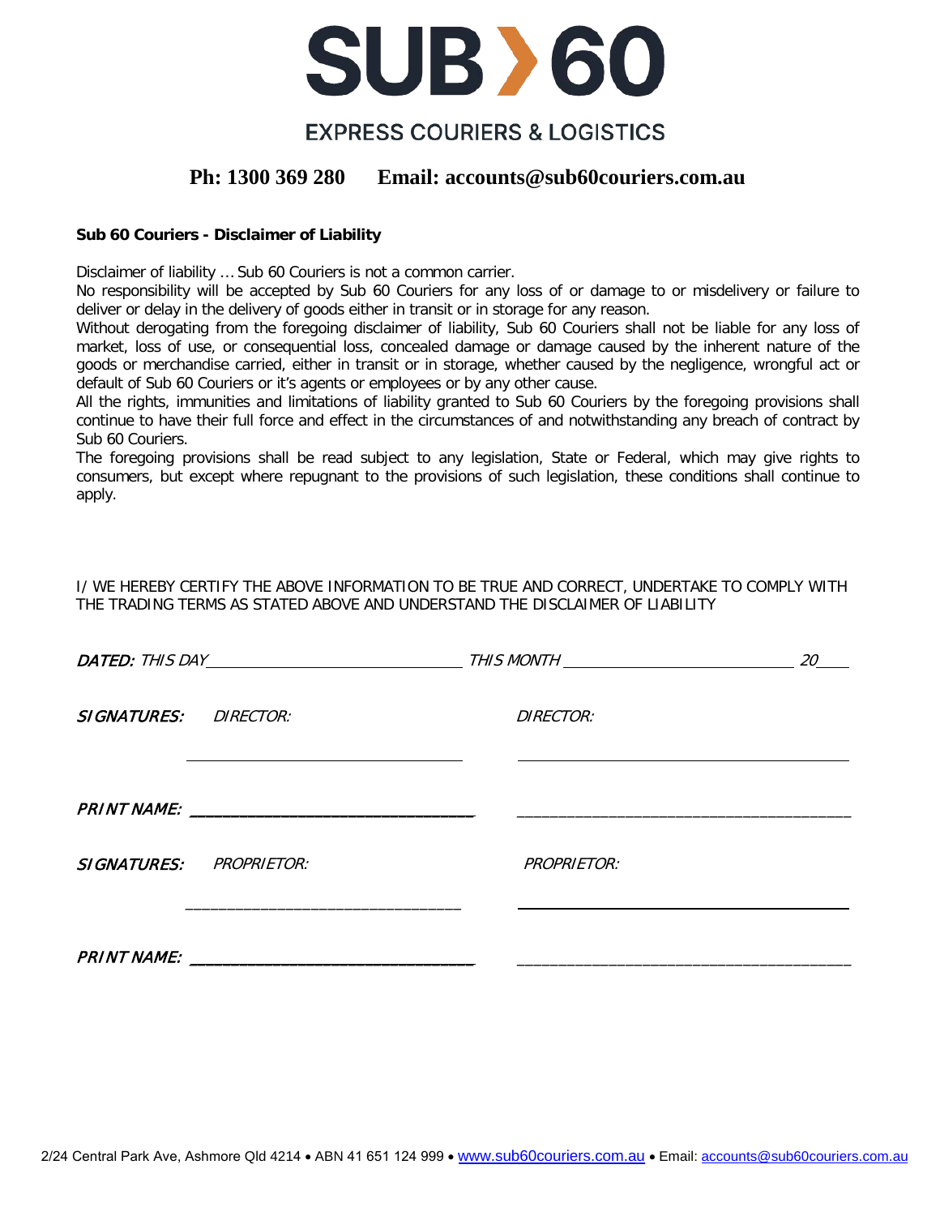# SUB 60

## EXPRESS COURIERS & LOGISTICS

**Ph: 1300 369 280 Email: accounts@sub60couriers.com.au**

**Sub 60 Couriers - Disclaimer of Liability**

Disclaimer of liability … Sub 60 Couriers is not a common carrier.
No responsibility will be accepted by Sub 60 Couriers for any loss of or damage to or misdelivery or failure to deliver or delay in the delivery of goods either in transit or in storage for any reason.
Without derogating from the foregoing disclaimer of liability, Sub 60 Couriers shall not be liable for any loss of market, loss of use, or consequential loss, concealed damage or damage caused by the inherent nature of the goods or merchandise carried, either in transit or in storage, whether caused by the negligence, wrongful act or default of Sub 60 Couriers or it's agents or employees or by any other cause.
All the rights, immunities and limitations of liability granted to Sub 60 Couriers by the foregoing provisions shall continue to have their full force and effect in the circumstances of and notwithstanding any breach of contract by Sub 60 Couriers.
The foregoing provisions shall be read subject to any legislation, State or Federal, which may give rights to consumers, but except where repugnant to the provisions of such legislation, these conditions shall continue to apply.

I/ WE HEREBY CERTIFY THE ABOVE INFORMATION TO BE TRUE AND CORRECT, UNDERTAKE TO COMPLY WITH THE TRADING TERMS AS STATED ABOVE AND UNDERSTAND THE DISCLAIMER OF LIABILITY

***DATED:*** *THIS DAY* ______________________ *THIS MONTH* ______________________ *20*____

***SIGNATURES:*** *DIRECTOR:* ______________________ *DIRECTOR:* ______________________

***PRINT NAME:*** ______________________ ______________________

***SIGNATURES:*** *PROPRIETOR:* ______________________ *PROPRIETOR:* ______________________

***PRINT NAME:*** ______________________ ______________________

2/24 Central Park Ave, Ashmore Qld 4214 • ABN 41 651 124 999 • www.sub60couriers.com.au • Email: accounts@sub60couriers.com.au